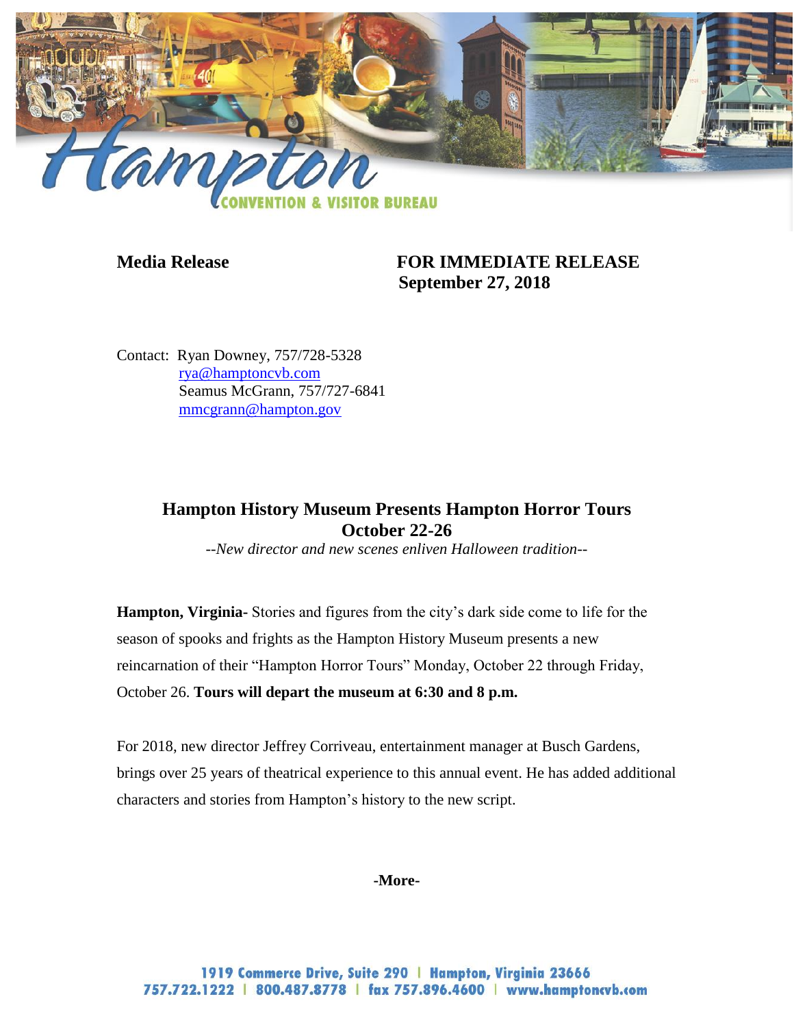**Media Release** **FOR IMMEDIATE RELEASE**
**September 27, 2018**

Contact: Ryan Downey, 757/728-5328
rya@hamptoncvb.com
Seamus McGrann, 757/727-6841
mmcgrann@hampton.gov

## Hampton History Museum Presents Hampton Horror Tours October 22-26

*--New director and new scenes enliven Halloween tradition--*

**Hampton, Virginia-** Stories and figures from the city's dark side come to life for the season of spooks and frights as the Hampton History Museum presents a new reincarnation of their "Hampton Horror Tours" Monday, October 22 through Friday, October 26. **Tours will depart the museum at 6:30 and 8 p.m.**

For 2018, new director Jeffrey Corriveau, entertainment manager at Busch Gardens, brings over 25 years of theatrical experience to this annual event. He has added additional characters and stories from Hampton's history to the new script.

**-More-**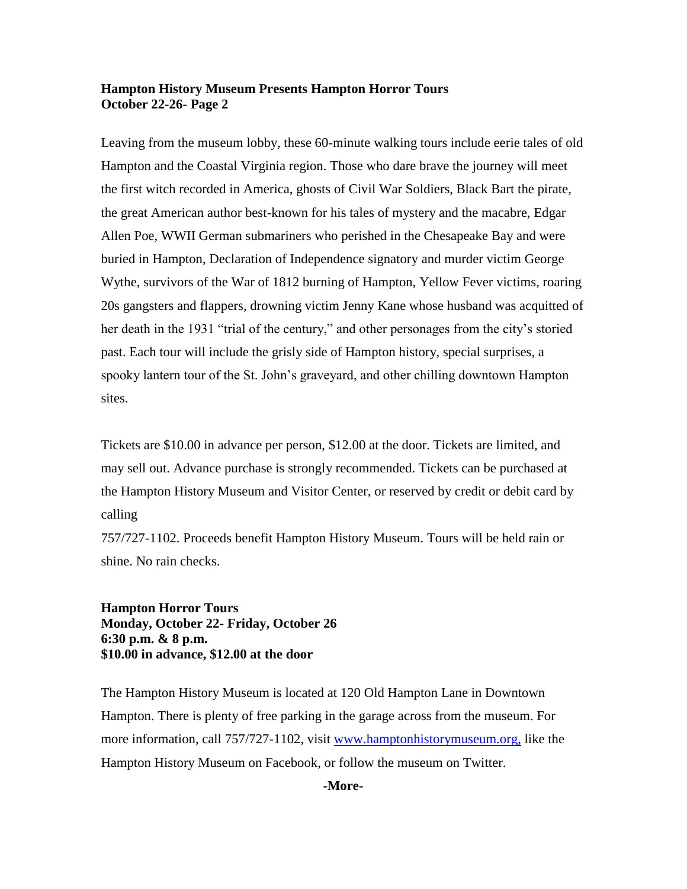**Hampton History Museum Presents Hampton Horror Tours**
**October 22-26- Page 2**

Leaving from the museum lobby, these 60-minute walking tours include eerie tales of old Hampton and the Coastal Virginia region. Those who dare brave the journey will meet the first witch recorded in America, ghosts of Civil War Soldiers, Black Bart the pirate, the great American author best-known for his tales of mystery and the macabre, Edgar Allen Poe, WWII German submariners who perished in the Chesapeake Bay and were buried in Hampton, Declaration of Independence signatory and murder victim George Wythe, survivors of the War of 1812 burning of Hampton, Yellow Fever victims, roaring 20s gangsters and flappers, drowning victim Jenny Kane whose husband was acquitted of her death in the 1931 "trial of the century," and other personages from the city's storied past. Each tour will include the grisly side of Hampton history, special surprises, a spooky lantern tour of the St. John's graveyard, and other chilling downtown Hampton sites.

Tickets are $10.00 in advance per person, $12.00 at the door. Tickets are limited, and may sell out. Advance purchase is strongly recommended. Tickets can be purchased at the Hampton History Museum and Visitor Center, or reserved by credit or debit card by calling
757/727-1102. Proceeds benefit Hampton History Museum. Tours will be held rain or shine. No rain checks.

**Hampton Horror Tours**
**Monday, October 22- Friday, October 26**
**6:30 p.m. & 8 p.m.**
**$10.00 in advance, $12.00 at the door**

The Hampton History Museum is located at 120 Old Hampton Lane in Downtown Hampton. There is plenty of free parking in the garage across from the museum. For more information, call 757/727-1102, visit www.hamptonhistorymuseum.org, like the Hampton History Museum on Facebook, or follow the museum on Twitter.

**-More-**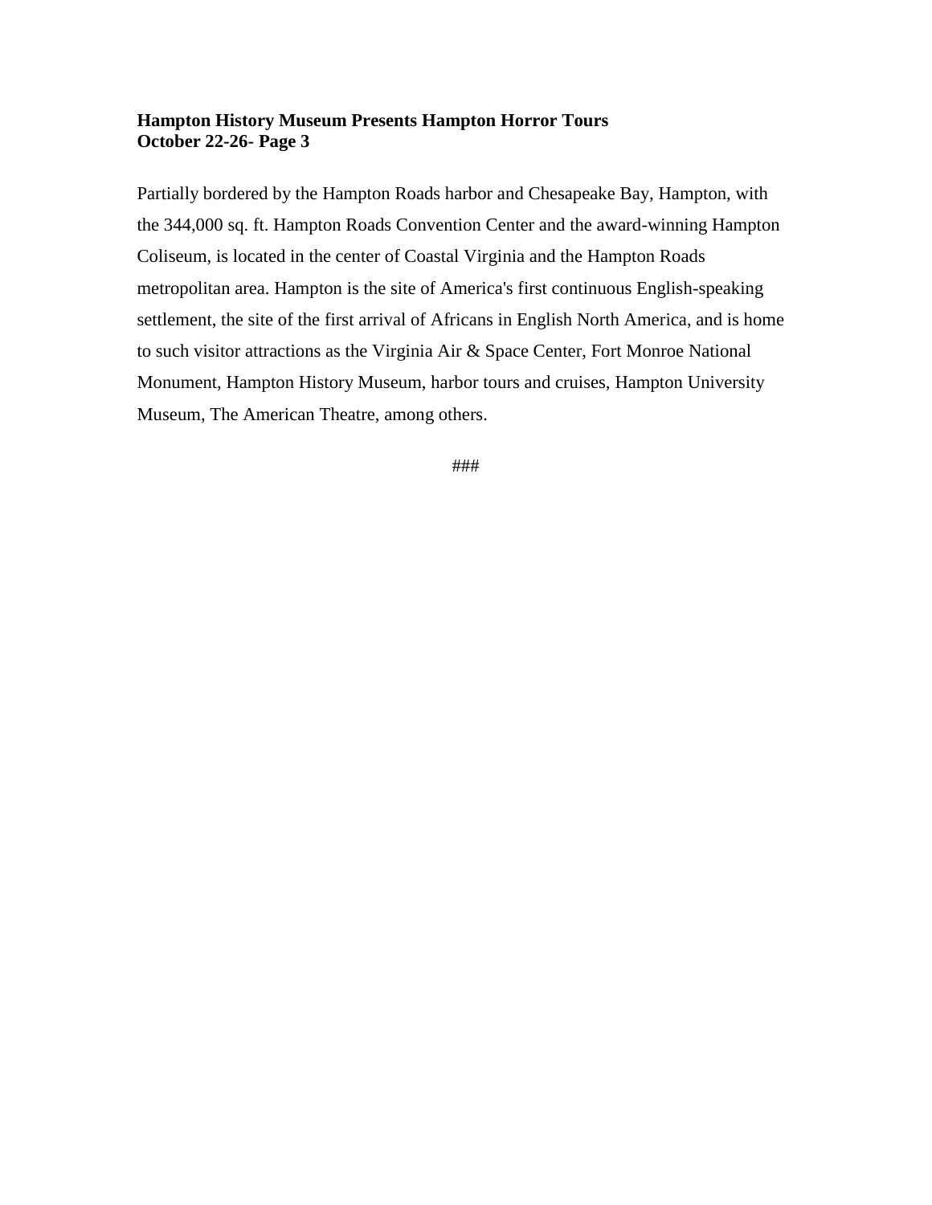Partially bordered by the Hampton Roads harbor and Chesapeake Bay, Hampton, with the 344,000 sq. ft. Hampton Roads Convention Center and the award-winning Hampton Coliseum, is located in the center of Coastal Virginia and the Hampton Roads metropolitan area. Hampton is the site of America's first continuous English-speaking settlement, the site of the first arrival of Africans in English North America, and is home to such visitor attractions as the Virginia Air & Space Center, Fort Monroe National Monument, Hampton History Museum, harbor tours and cruises, Hampton University Museum, The American Theatre, among others.

###